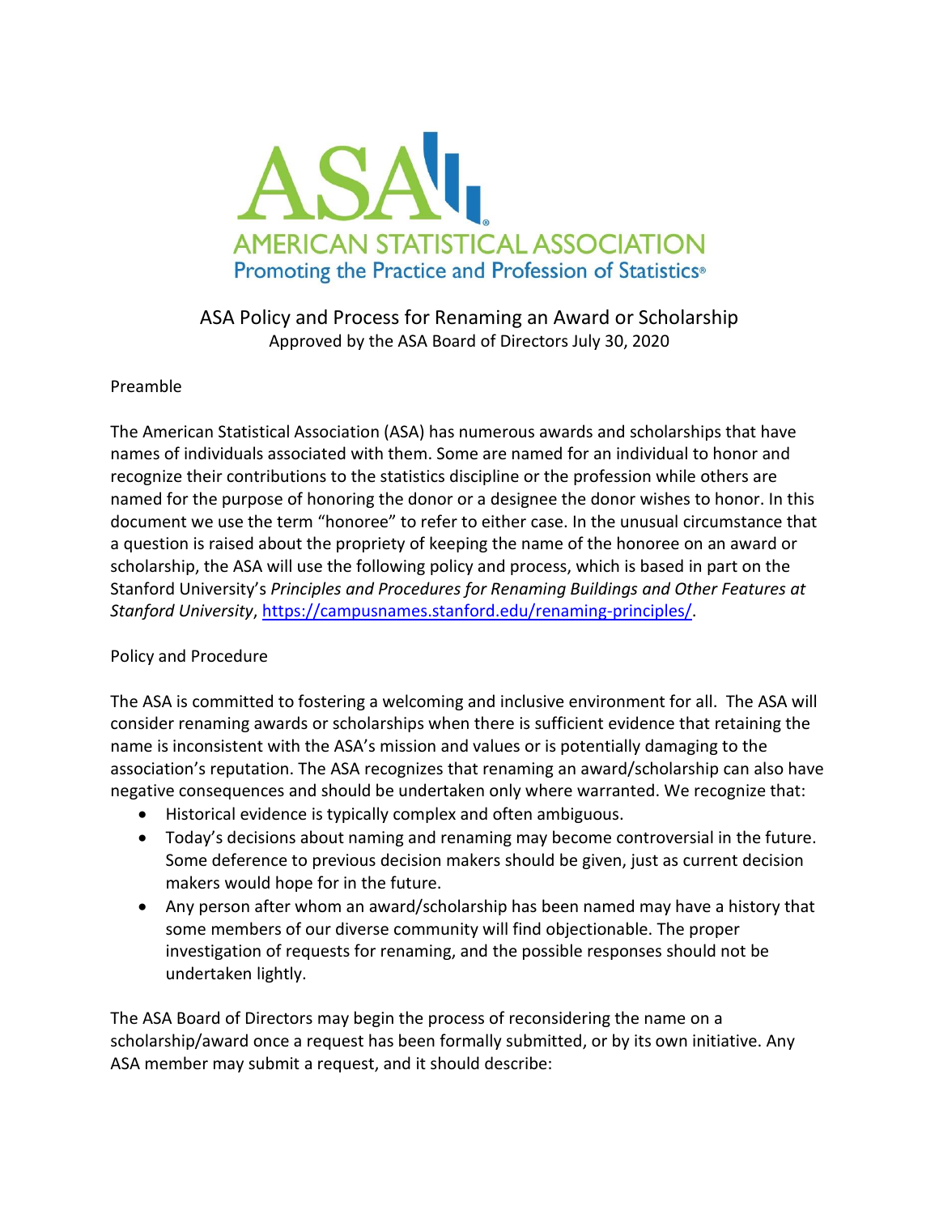ASA

AMERICAN STATISTICAL ASSOCIATION

Promoting the Practice and Profession of Statistics®

# ASA Policy and Process for Renaming an Award or Scholarship

Approved by the ASA Board of Directors July 30, 2020

## Preamble

The American Statistical Association (ASA) has numerous awards and scholarships that have names of individuals associated with them. Some are named for an individual to honor and recognize their contributions to the statistics discipline or the profession while others are named for the purpose of honoring the donor or a designee the donor wishes to honor. In this document we use the term "honoree" to refer to either case. In the unusual circumstance that a question is raised about the propriety of keeping the name of the honoree on an award or scholarship, the ASA will use the following policy and process, which is based in part on the Stanford University's *Principles and Procedures for Renaming Buildings and Other Features at Stanford University*, https://campusnames.stanford.edu/renaming-principles/.

## Policy and Procedure

The ASA is committed to fostering a welcoming and inclusive environment for all. The ASA will consider renaming awards or scholarships when there is sufficient evidence that retaining the name is inconsistent with the ASA's mission and values or is potentially damaging to the association's reputation. The ASA recognizes that renaming an award/scholarship can also have negative consequences and should be undertaken only where warranted. We recognize that:

- Historical evidence is typically complex and often ambiguous.
- Today's decisions about naming and renaming may become controversial in the future. Some deference to previous decision makers should be given, just as current decision makers would hope for in the future.
- Any person after whom an award/scholarship has been named may have a history that some members of our diverse community will find objectionable. The proper investigation of requests for renaming, and the possible responses should not be undertaken lightly.

The ASA Board of Directors may begin the process of reconsidering the name on a scholarship/award once a request has been formally submitted, or by its own initiative. Any ASA member may submit a request, and it should describe: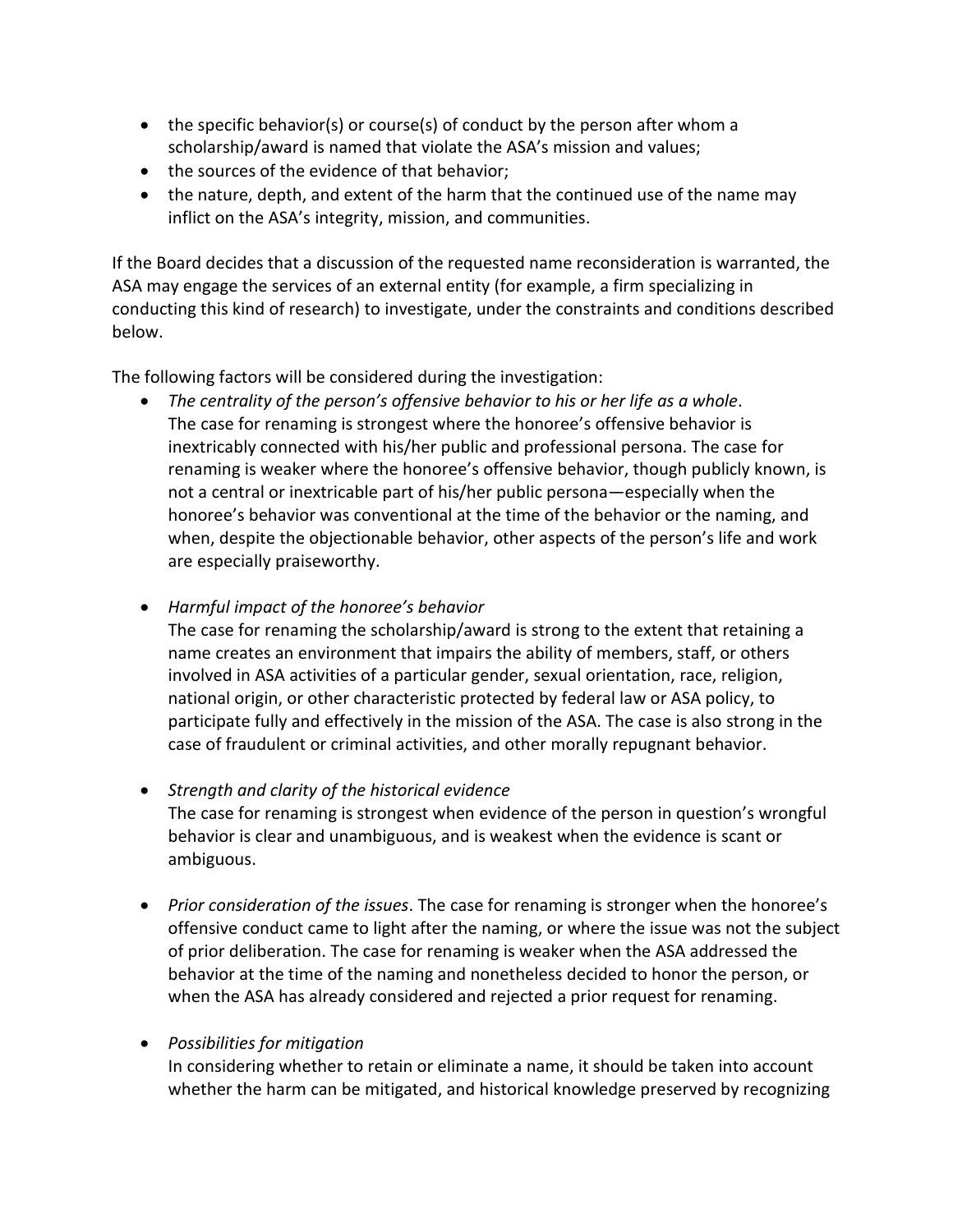- the specific behavior(s) or course(s) of conduct by the person after whom a scholarship/award is named that violate the ASA's mission and values;
- the sources of the evidence of that behavior;
- the nature, depth, and extent of the harm that the continued use of the name may inflict on the ASA's integrity, mission, and communities.

If the Board decides that a discussion of the requested name reconsideration is warranted, the ASA may engage the services of an external entity (for example, a firm specializing in conducting this kind of research) to investigate, under the constraints and conditions described below.

The following factors will be considered during the investigation:

- *The centrality of the person's offensive behavior to his or her life as a whole*. The case for renaming is strongest where the honoree's offensive behavior is inextricably connected with his/her public and professional persona. The case for renaming is weaker where the honoree's offensive behavior, though publicly known, is not a central or inextricable part of his/her public persona—especially when the honoree's behavior was conventional at the time of the behavior or the naming, and when, despite the objectionable behavior, other aspects of the person's life and work are especially praiseworthy.

- *Harmful impact of the honoree's behavior*
  The case for renaming the scholarship/award is strong to the extent that retaining a name creates an environment that impairs the ability of members, staff, or others involved in ASA activities of a particular gender, sexual orientation, race, religion, national origin, or other characteristic protected by federal law or ASA policy, to participate fully and effectively in the mission of the ASA. The case is also strong in the case of fraudulent or criminal activities, and other morally repugnant behavior.

- *Strength and clarity of the historical evidence*
  The case for renaming is strongest when evidence of the person in question's wrongful behavior is clear and unambiguous, and is weakest when the evidence is scant or ambiguous.

- *Prior consideration of the issues*. The case for renaming is stronger when the honoree's offensive conduct came to light after the naming, or where the issue was not the subject of prior deliberation. The case for renaming is weaker when the ASA addressed the behavior at the time of the naming and nonetheless decided to honor the person, or when the ASA has already considered and rejected a prior request for renaming.

- *Possibilities for mitigation*
  In considering whether to retain or eliminate a name, it should be taken into account whether the harm can be mitigated, and historical knowledge preserved by recognizing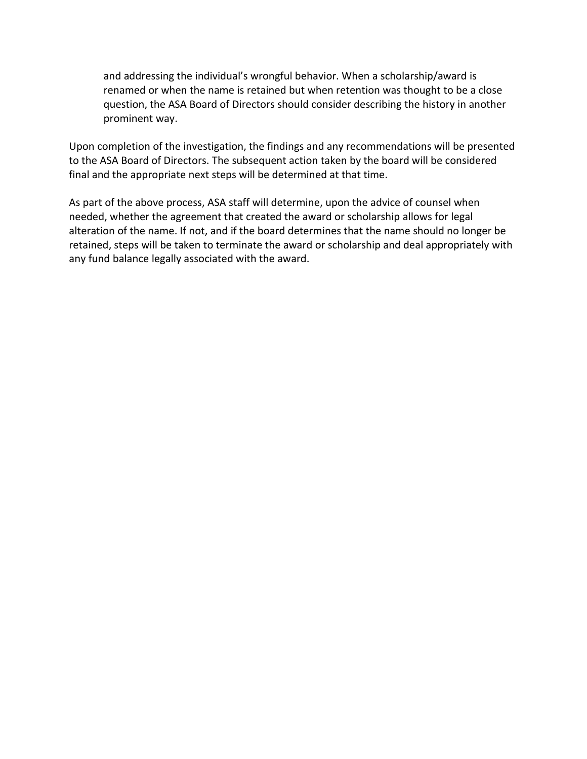and addressing the individual's wrongful behavior. When a scholarship/award is renamed or when the name is retained but when retention was thought to be a close question, the ASA Board of Directors should consider describing the history in another prominent way.

Upon completion of the investigation, the findings and any recommendations will be presented to the ASA Board of Directors. The subsequent action taken by the board will be considered final and the appropriate next steps will be determined at that time.

As part of the above process, ASA staff will determine, upon the advice of counsel when needed, whether the agreement that created the award or scholarship allows for legal alteration of the name. If not, and if the board determines that the name should no longer be retained, steps will be taken to terminate the award or scholarship and deal appropriately with any fund balance legally associated with the award.